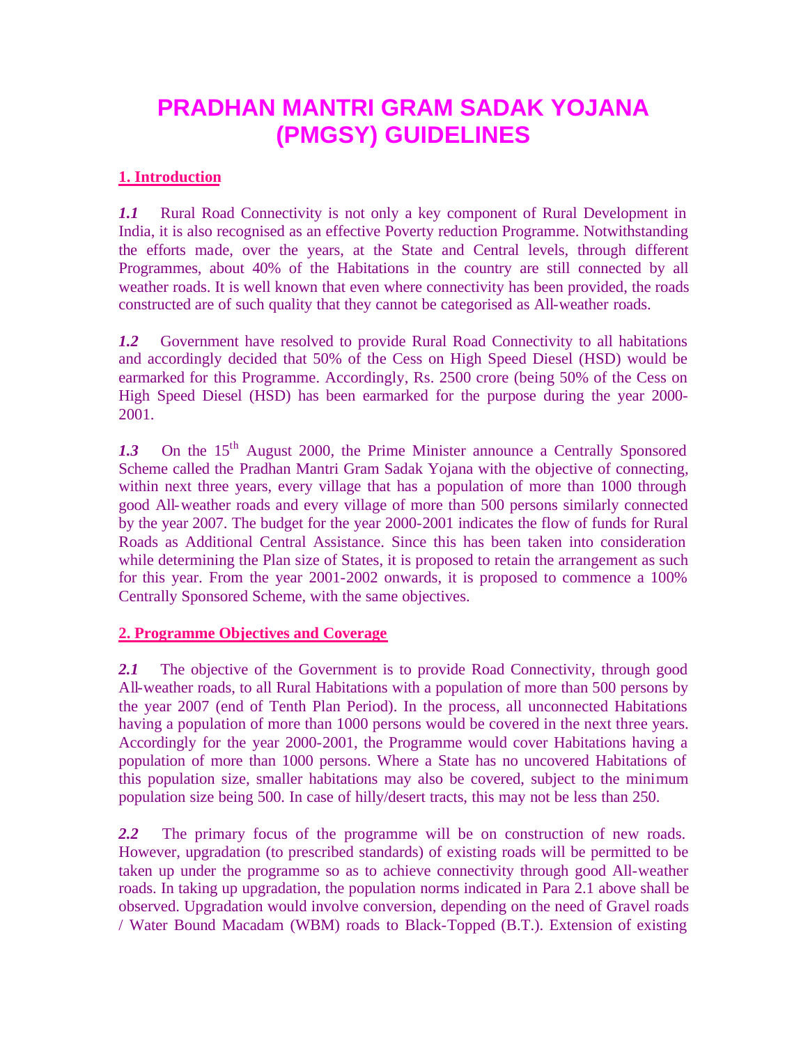# PRADHAN MANTRI GRAM SADAK YOJANA (PMGSY) GUIDELINES

## 1. Introduction

***1.1*** Rural Road Connectivity is not only a key component of Rural Development in India, it is also recognised as an effective Poverty reduction Programme. Notwithstanding the efforts made, over the years, at the State and Central levels, through different Programmes, about 40% of the Habitations in the country are still connected by all weather roads. It is well known that even where connectivity has been provided, the roads constructed are of such quality that they cannot be categorised as All-weather roads.

***1.2*** Government have resolved to provide Rural Road Connectivity to all habitations and accordingly decided that 50% of the Cess on High Speed Diesel (HSD) would be earmarked for this Programme. Accordingly, Rs. 2500 crore (being 50% of the Cess on High Speed Diesel (HSD) has been earmarked for the purpose during the year 2000-2001.

***1.3*** On the 15th August 2000, the Prime Minister announce a Centrally Sponsored Scheme called the Pradhan Mantri Gram Sadak Yojana with the objective of connecting, within next three years, every village that has a population of more than 1000 through good All-weather roads and every village of more than 500 persons similarly connected by the year 2007. The budget for the year 2000-2001 indicates the flow of funds for Rural Roads as Additional Central Assistance. Since this has been taken into consideration while determining the Plan size of States, it is proposed to retain the arrangement as such for this year. From the year 2001-2002 onwards, it is proposed to commence a 100% Centrally Sponsored Scheme, with the same objectives.

## 2. Programme Objectives and Coverage

***2.1*** The objective of the Government is to provide Road Connectivity, through good All-weather roads, to all Rural Habitations with a population of more than 500 persons by the year 2007 (end of Tenth Plan Period). In the process, all unconnected Habitations having a population of more than 1000 persons would be covered in the next three years. Accordingly for the year 2000-2001, the Programme would cover Habitations having a population of more than 1000 persons. Where a State has no uncovered Habitations of this population size, smaller habitations may also be covered, subject to the minimum population size being 500. In case of hilly/desert tracts, this may not be less than 250.

***2.2*** The primary focus of the programme will be on construction of new roads. However, upgradation (to prescribed standards) of existing roads will be permitted to be taken up under the programme so as to achieve connectivity through good All-weather roads. In taking up upgradation, the population norms indicated in Para 2.1 above shall be observed. Upgradation would involve conversion, depending on the need of Gravel roads / Water Bound Macadam (WBM) roads to Black-Topped (B.T.). Extension of existing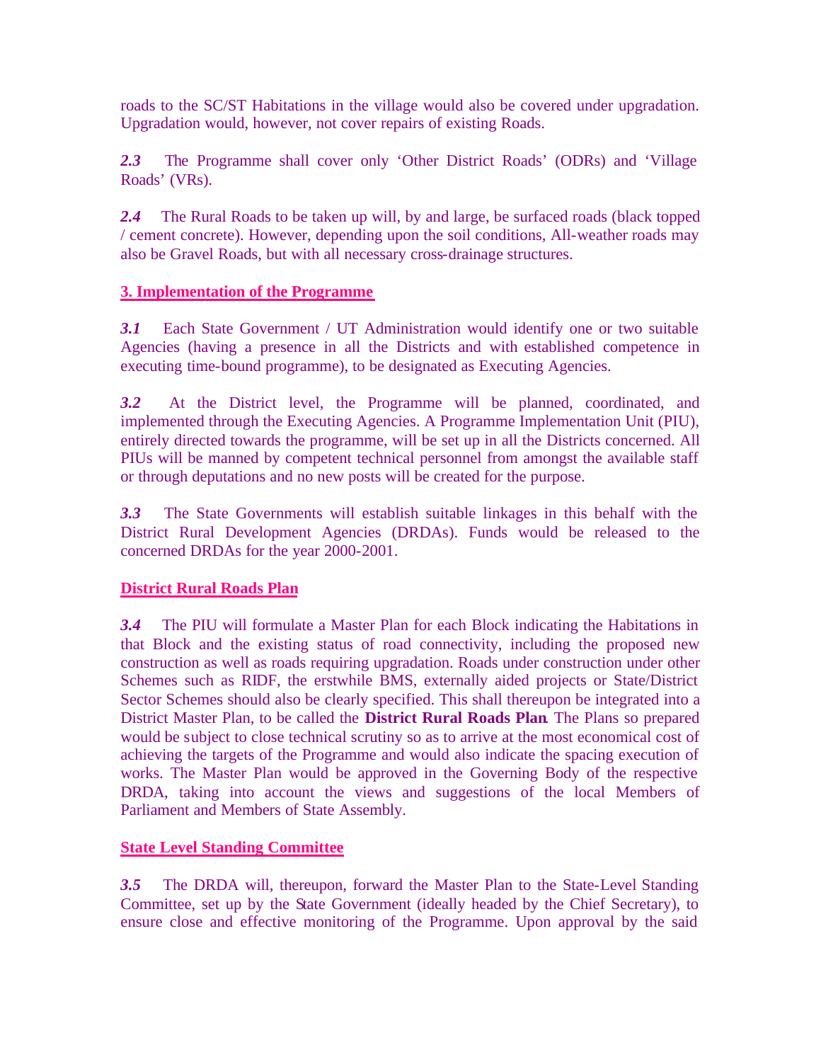roads to the SC/ST Habitations in the village would also be covered under upgradation. Upgradation would, however, not cover repairs of existing Roads.

***2.3*** The Programme shall cover only 'Other District Roads' (ODRs) and 'Village Roads' (VRs).

***2.4*** The Rural Roads to be taken up will, by and large, be surfaced roads (black topped / cement concrete). However, depending upon the soil conditions, All-weather roads may also be Gravel Roads, but with all necessary cross-drainage structures.

## 3. Implementation of the Programme

***3.1*** Each State Government / UT Administration would identify one or two suitable Agencies (having a presence in all the Districts and with established competence in executing time-bound programme), to be designated as Executing Agencies.

***3.2*** At the District level, the Programme will be planned, coordinated, and implemented through the Executing Agencies. A Programme Implementation Unit (PIU), entirely directed towards the programme, will be set up in all the Districts concerned. All PIUs will be manned by competent technical personnel from amongst the available staff or through deputations and no new posts will be created for the purpose.

***3.3*** The State Governments will establish suitable linkages in this behalf with the District Rural Development Agencies (DRDAs). Funds would be released to the concerned DRDAs for the year 2000-2001.

### District Rural Roads Plan

***3.4*** The PIU will formulate a Master Plan for each Block indicating the Habitations in that Block and the existing status of road connectivity, including the proposed new construction as well as roads requiring upgradation. Roads under construction under other Schemes such as RIDF, the erstwhile BMS, externally aided projects or State/District Sector Schemes should also be clearly specified. This shall thereupon be integrated into a District Master Plan, to be called the **District Rural Roads Plan**. The Plans so prepared would be subject to close technical scrutiny so as to arrive at the most economical cost of achieving the targets of the Programme and would also indicate the spacing execution of works. The Master Plan would be approved in the Governing Body of the respective DRDA, taking into account the views and suggestions of the local Members of Parliament and Members of State Assembly.

### State Level Standing Committee

***3.5*** The DRDA will, thereupon, forward the Master Plan to the State-Level Standing Committee, set up by the State Government (ideally headed by the Chief Secretary), to ensure close and effective monitoring of the Programme. Upon approval by the said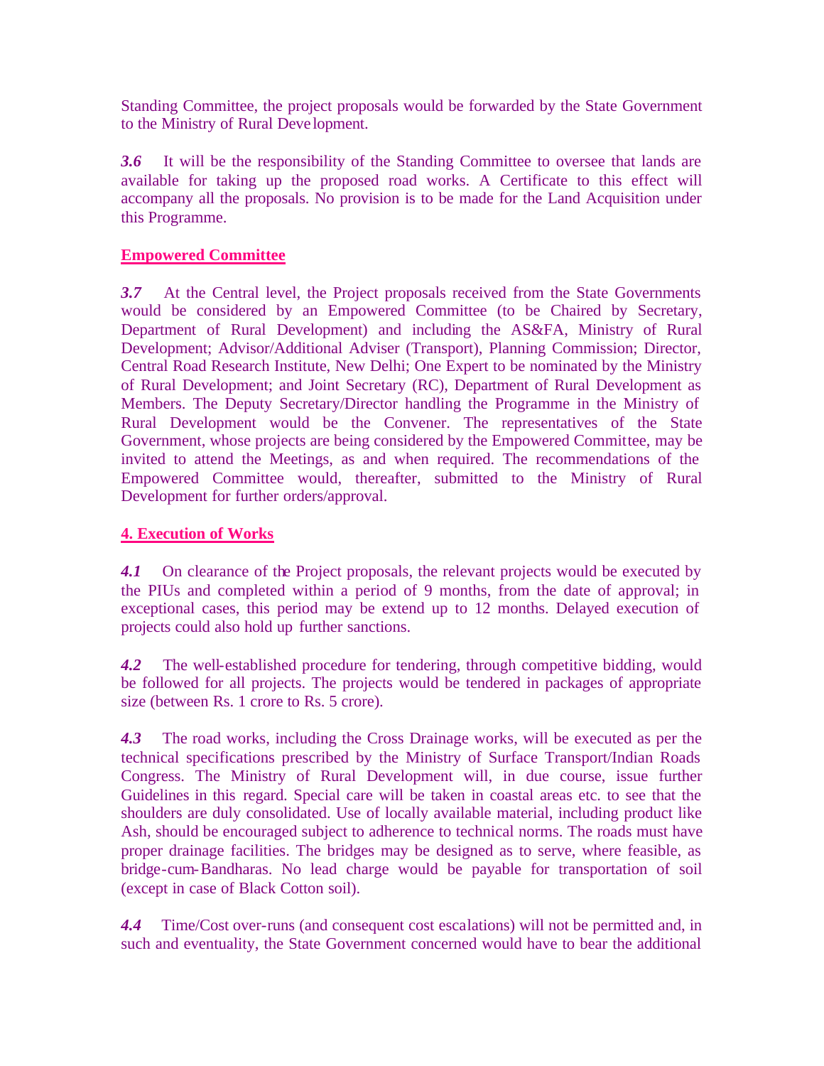Standing Committee, the project proposals would be forwarded by the State Government to the Ministry of Rural Development.

***3.6*** It will be the responsibility of the Standing Committee to oversee that lands are available for taking up the proposed road works. A Certificate to this effect will accompany all the proposals. No provision is to be made for the Land Acquisition under this Programme.

## Empowered Committee

***3.7*** At the Central level, the Project proposals received from the State Governments would be considered by an Empowered Committee (to be Chaired by Secretary, Department of Rural Development) and including the AS&FA, Ministry of Rural Development; Advisor/Additional Adviser (Transport), Planning Commission; Director, Central Road Research Institute, New Delhi; One Expert to be nominated by the Ministry of Rural Development; and Joint Secretary (RC), Department of Rural Development as Members. The Deputy Secretary/Director handling the Programme in the Ministry of Rural Development would be the Convener. The representatives of the State Government, whose projects are being considered by the Empowered Committee, may be invited to attend the Meetings, as and when required. The recommendations of the Empowered Committee would, thereafter, submitted to the Ministry of Rural Development for further orders/approval.

## 4. Execution of Works

***4.1*** On clearance of the Project proposals, the relevant projects would be executed by the PIUs and completed within a period of 9 months, from the date of approval; in exceptional cases, this period may be extend up to 12 months. Delayed execution of projects could also hold up further sanctions.

***4.2*** The well-established procedure for tendering, through competitive bidding, would be followed for all projects. The projects would be tendered in packages of appropriate size (between Rs. 1 crore to Rs. 5 crore).

***4.3*** The road works, including the Cross Drainage works, will be executed as per the technical specifications prescribed by the Ministry of Surface Transport/Indian Roads Congress. The Ministry of Rural Development will, in due course, issue further Guidelines in this regard. Special care will be taken in coastal areas etc. to see that the shoulders are duly consolidated. Use of locally available material, including product like Ash, should be encouraged subject to adherence to technical norms. The roads must have proper drainage facilities. The bridges may be designed as to serve, where feasible, as bridge-cum-Bandharas. No lead charge would be payable for transportation of soil (except in case of Black Cotton soil).

***4.4*** Time/Cost over-runs (and consequent cost escalations) will not be permitted and, in such and eventuality, the State Government concerned would have to bear the additional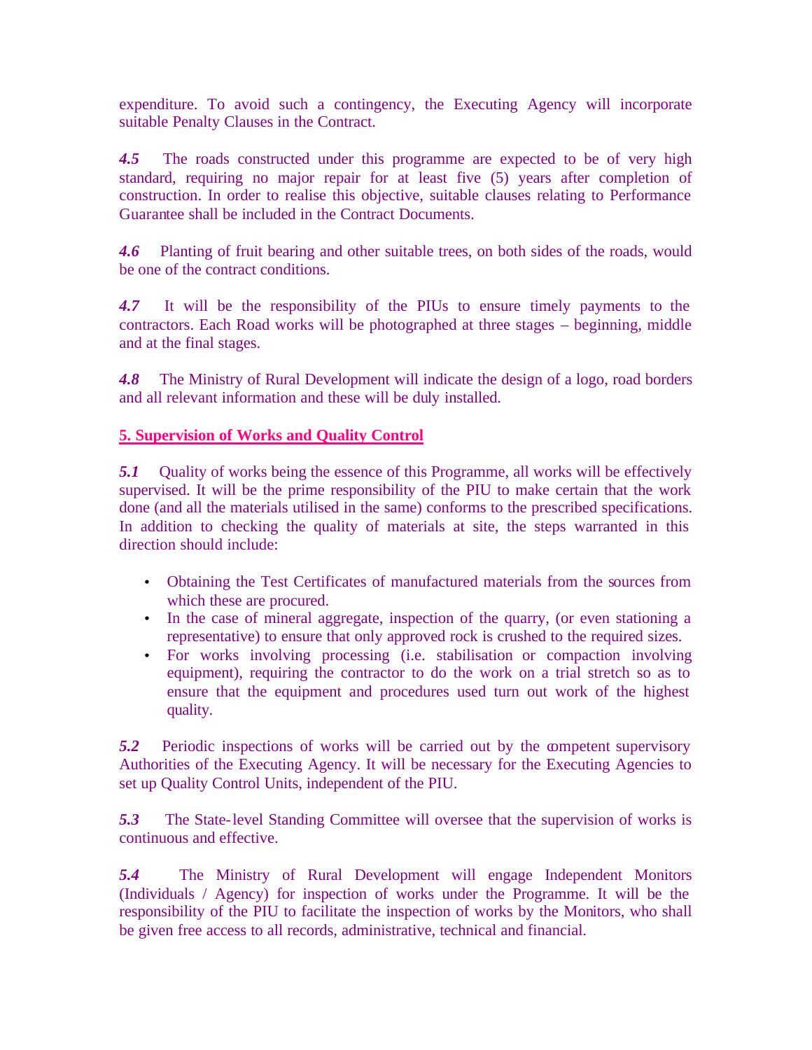expenditure. To avoid such a contingency, the Executing Agency will incorporate suitable Penalty Clauses in the Contract.

***4.5*** The roads constructed under this programme are expected to be of very high standard, requiring no major repair for at least five (5) years after completion of construction. In order to realise this objective, suitable clauses relating to Performance Guarantee shall be included in the Contract Documents.

***4.6*** Planting of fruit bearing and other suitable trees, on both sides of the roads, would be one of the contract conditions.

***4.7*** It will be the responsibility of the PIUs to ensure timely payments to the contractors. Each Road works will be photographed at three stages – beginning, middle and at the final stages.

***4.8*** The Ministry of Rural Development will indicate the design of a logo, road borders and all relevant information and these will be duly installed.

## 5. Supervision of Works and Quality Control

***5.1*** Quality of works being the essence of this Programme, all works will be effectively supervised. It will be the prime responsibility of the PIU to make certain that the work done (and all the materials utilised in the same) conforms to the prescribed specifications. In addition to checking the quality of materials at site, the steps warranted in this direction should include:

- Obtaining the Test Certificates of manufactured materials from the sources from which these are procured.
- In the case of mineral aggregate, inspection of the quarry, (or even stationing a representative) to ensure that only approved rock is crushed to the required sizes.
- For works involving processing (i.e. stabilisation or compaction involving equipment), requiring the contractor to do the work on a trial stretch so as to ensure that the equipment and procedures used turn out work of the highest quality.

***5.2*** Periodic inspections of works will be carried out by the competent supervisory Authorities of the Executing Agency. It will be necessary for the Executing Agencies to set up Quality Control Units, independent of the PIU.

***5.3*** The State-level Standing Committee will oversee that the supervision of works is continuous and effective.

***5.4*** The Ministry of Rural Development will engage Independent Monitors (Individuals / Agency) for inspection of works under the Programme. It will be the responsibility of the PIU to facilitate the inspection of works by the Monitors, who shall be given free access to all records, administrative, technical and financial.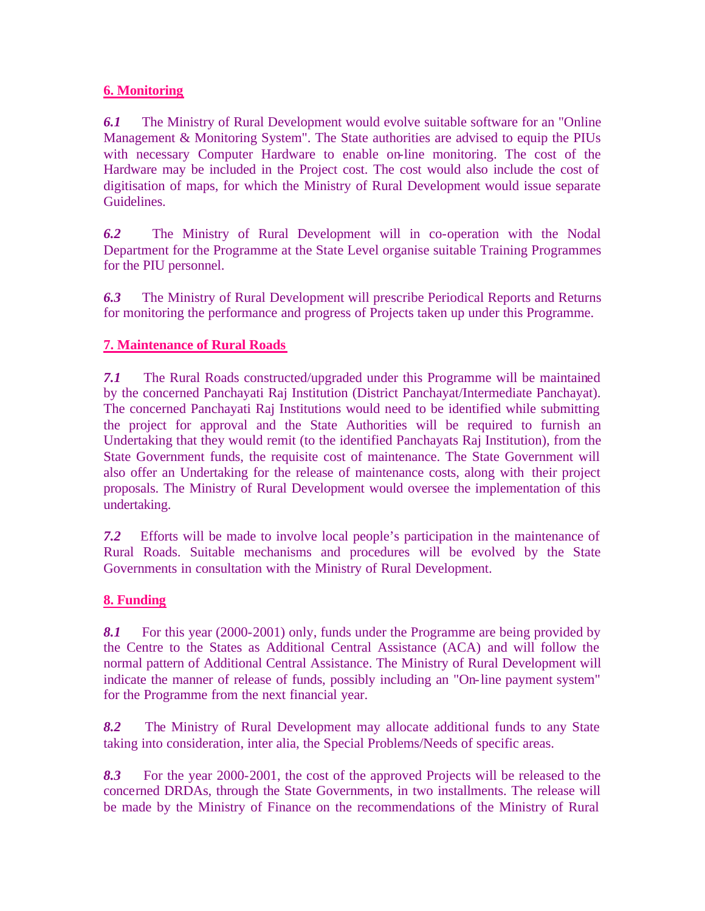## 6. Monitoring

***6.1*** The Ministry of Rural Development would evolve suitable software for an "Online Management & Monitoring System". The State authorities are advised to equip the PIUs with necessary Computer Hardware to enable on-line monitoring. The cost of the Hardware may be included in the Project cost. The cost would also include the cost of digitisation of maps, for which the Ministry of Rural Development would issue separate Guidelines.

***6.2*** The Ministry of Rural Development will in co-operation with the Nodal Department for the Programme at the State Level organise suitable Training Programmes for the PIU personnel.

***6.3*** The Ministry of Rural Development will prescribe Periodical Reports and Returns for monitoring the performance and progress of Projects taken up under this Programme.

## 7. Maintenance of Rural Roads

***7.1*** The Rural Roads constructed/upgraded under this Programme will be maintained by the concerned Panchayati Raj Institution (District Panchayat/Intermediate Panchayat). The concerned Panchayati Raj Institutions would need to be identified while submitting the project for approval and the State Authorities will be required to furnish an Undertaking that they would remit (to the identified Panchayats Raj Institution), from the State Government funds, the requisite cost of maintenance. The State Government will also offer an Undertaking for the release of maintenance costs, along with their project proposals. The Ministry of Rural Development would oversee the implementation of this undertaking.

***7.2*** Efforts will be made to involve local people's participation in the maintenance of Rural Roads. Suitable mechanisms and procedures will be evolved by the State Governments in consultation with the Ministry of Rural Development.

## 8. Funding

***8.1*** For this year (2000-2001) only, funds under the Programme are being provided by the Centre to the States as Additional Central Assistance (ACA) and will follow the normal pattern of Additional Central Assistance. The Ministry of Rural Development will indicate the manner of release of funds, possibly including an "On-line payment system" for the Programme from the next financial year.

***8.2*** The Ministry of Rural Development may allocate additional funds to any State taking into consideration, inter alia, the Special Problems/Needs of specific areas.

***8.3*** For the year 2000-2001, the cost of the approved Projects will be released to the concerned DRDAs, through the State Governments, in two installments. The release will be made by the Ministry of Finance on the recommendations of the Ministry of Rural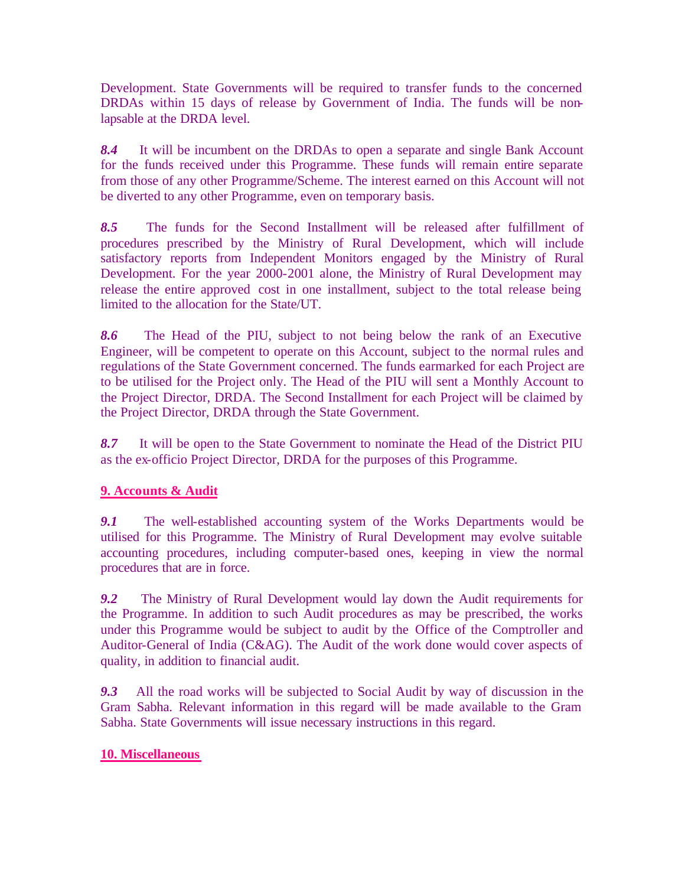Development. State Governments will be required to transfer funds to the concerned DRDAs within 15 days of release by Government of India. The funds will be non-lapsable at the DRDA level.

***8.4*** It will be incumbent on the DRDAs to open a separate and single Bank Account for the funds received under this Programme. These funds will remain entire separate from those of any other Programme/Scheme. The interest earned on this Account will not be diverted to any other Programme, even on temporary basis.

***8.5*** The funds for the Second Installment will be released after fulfillment of procedures prescribed by the Ministry of Rural Development, which will include satisfactory reports from Independent Monitors engaged by the Ministry of Rural Development. For the year 2000-2001 alone, the Ministry of Rural Development may release the entire approved cost in one installment, subject to the total release being limited to the allocation for the State/UT.

***8.6*** The Head of the PIU, subject to not being below the rank of an Executive Engineer, will be competent to operate on this Account, subject to the normal rules and regulations of the State Government concerned. The funds earmarked for each Project are to be utilised for the Project only. The Head of the PIU will sent a Monthly Account to the Project Director, DRDA. The Second Installment for each Project will be claimed by the Project Director, DRDA through the State Government.

***8.7*** It will be open to the State Government to nominate the Head of the District PIU as the ex-officio Project Director, DRDA for the purposes of this Programme.

## 9. Accounts & Audit

***9.1*** The well-established accounting system of the Works Departments would be utilised for this Programme. The Ministry of Rural Development may evolve suitable accounting procedures, including computer-based ones, keeping in view the normal procedures that are in force.

***9.2*** The Ministry of Rural Development would lay down the Audit requirements for the Programme. In addition to such Audit procedures as may be prescribed, the works under this Programme would be subject to audit by the Office of the Comptroller and Auditor-General of India (C&AG). The Audit of the work done would cover aspects of quality, in addition to financial audit.

***9.3*** All the road works will be subjected to Social Audit by way of discussion in the Gram Sabha. Relevant information in this regard will be made available to the Gram Sabha. State Governments will issue necessary instructions in this regard.

## 10. Miscellaneous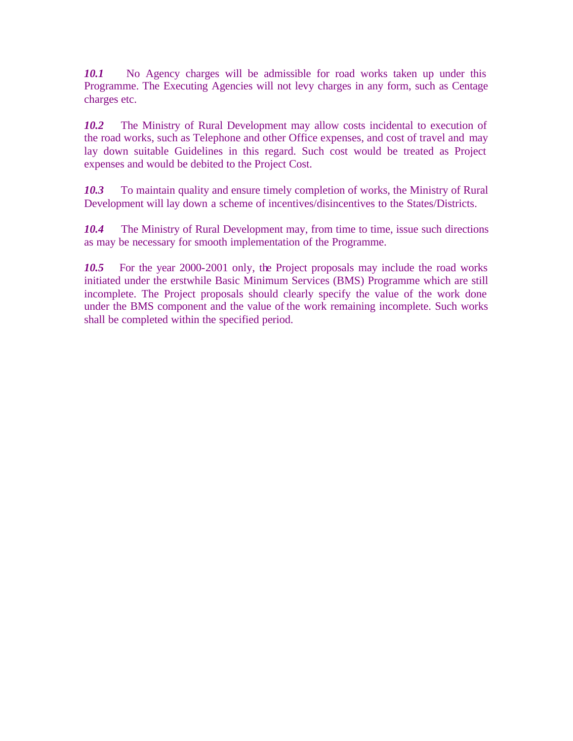***10.1*** No Agency charges will be admissible for road works taken up under this Programme. The Executing Agencies will not levy charges in any form, such as Centage charges etc.

***10.2*** The Ministry of Rural Development may allow costs incidental to execution of the road works, such as Telephone and other Office expenses, and cost of travel and may lay down suitable Guidelines in this regard. Such cost would be treated as Project expenses and would be debited to the Project Cost.

***10.3*** To maintain quality and ensure timely completion of works, the Ministry of Rural Development will lay down a scheme of incentives/disincentives to the States/Districts.

***10.4*** The Ministry of Rural Development may, from time to time, issue such directions as may be necessary for smooth implementation of the Programme.

***10.5*** For the year 2000-2001 only, the Project proposals may include the road works initiated under the erstwhile Basic Minimum Services (BMS) Programme which are still incomplete. The Project proposals should clearly specify the value of the work done under the BMS component and the value of the work remaining incomplete. Such works shall be completed within the specified period.